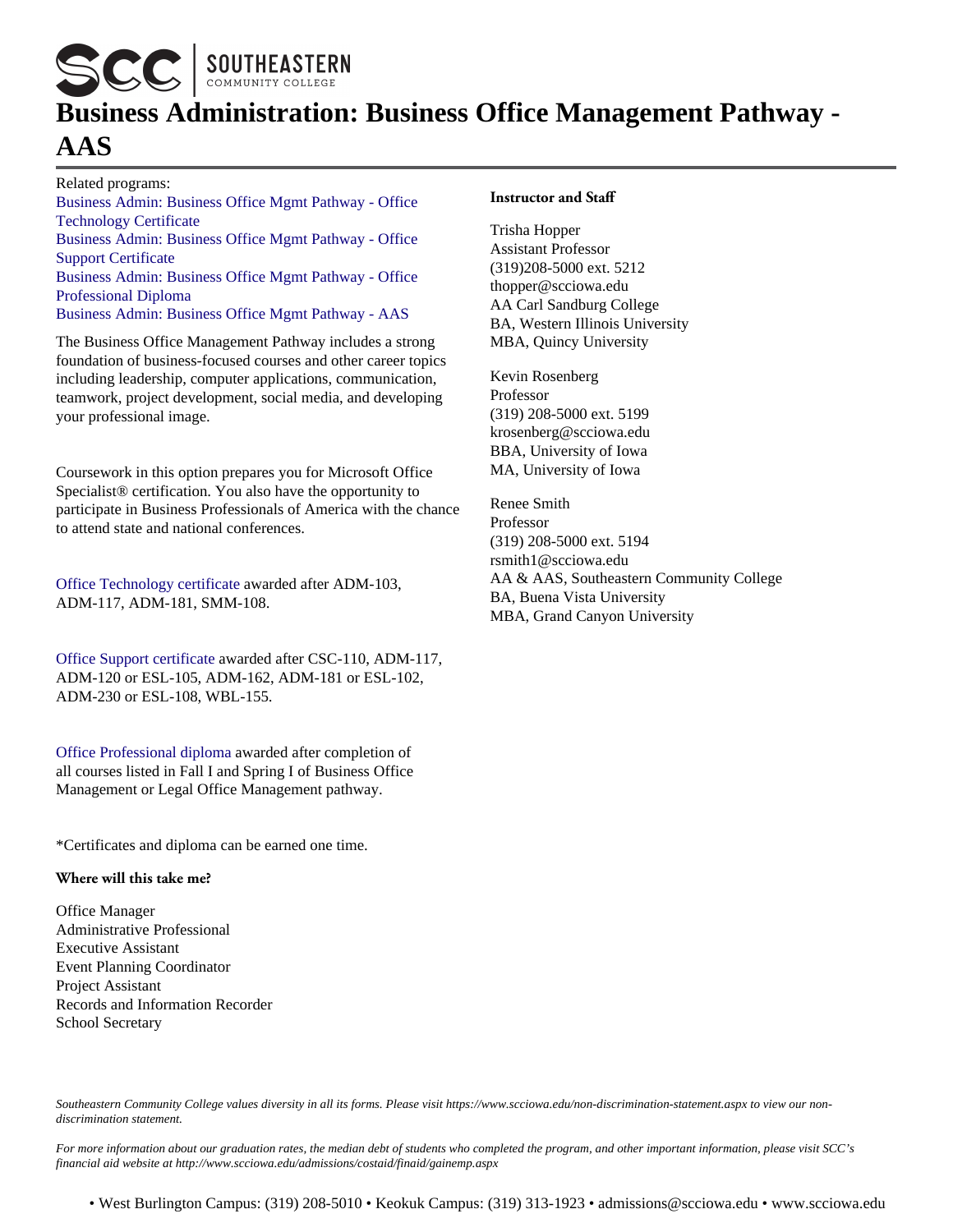# Business Administration: Business Office Management Pathway - AAS

Related programs:
Business Admin: Business Office Mgmt Pathway - Office Technology Certificate
Business Admin: Business Office Mgmt Pathway - Office Support Certificate
Business Admin: Business Office Mgmt Pathway - Office Professional Diploma
Business Admin: Business Office Mgmt Pathway - AAS

The Business Office Management Pathway includes a strong foundation of business-focused courses and other career topics including leadership, computer applications, communication, teamwork, project development, social media, and developing your professional image.

Coursework in this option prepares you for Microsoft Office Specialist® certification. You also have the opportunity to participate in Business Professionals of America with the chance to attend state and national conferences.

Office Technology certificate awarded after ADM-103, ADM-117, ADM-181, SMM-108.

Office Support certificate awarded after CSC-110, ADM-117, ADM-120 or ESL-105, ADM-162, ADM-181 or ESL-102, ADM-230 or ESL-108, WBL-155.

Office Professional diploma awarded after completion of all courses listed in Fall I and Spring I of Business Office Management or Legal Office Management pathway.

*Certificates and diploma can be earned one time.

**Where will this take me?**

Office Manager
Administrative Professional
Executive Assistant
Event Planning Coordinator
Project Assistant
Records and Information Recorder
School Secretary

**Instructor and Staff**

Trisha Hopper
Assistant Professor
(319)208-5000 ext. 5212
thopper@scciowa.edu
AA Carl Sandburg College
BA, Western Illinois University
MBA, Quincy University

Kevin Rosenberg
Professor
(319) 208-5000 ext. 5199
krosenberg@scciowa.edu
BBA, University of Iowa
MA, University of Iowa

Renee Smith
Professor
(319) 208-5000 ext. 5194
rsmith1@scciowa.edu
AA & AAS, Southeastern Community College
BA, Buena Vista University
MBA, Grand Canyon University

*Southeastern Community College values diversity in all its forms. Please visit https://www.scciowa.edu/non-discrimination-statement.aspx to view our non-discrimination statement.*

*For more information about our graduation rates, the median debt of students who completed the program, and other important information, please visit SCC's financial aid website at http://www.scciowa.edu/admissions/costaid/finaid/gainemp.aspx*

• West Burlington Campus: (319) 208-5010 • Keokuk Campus: (319) 313-1923 • admissions@scciowa.edu • www.scciowa.edu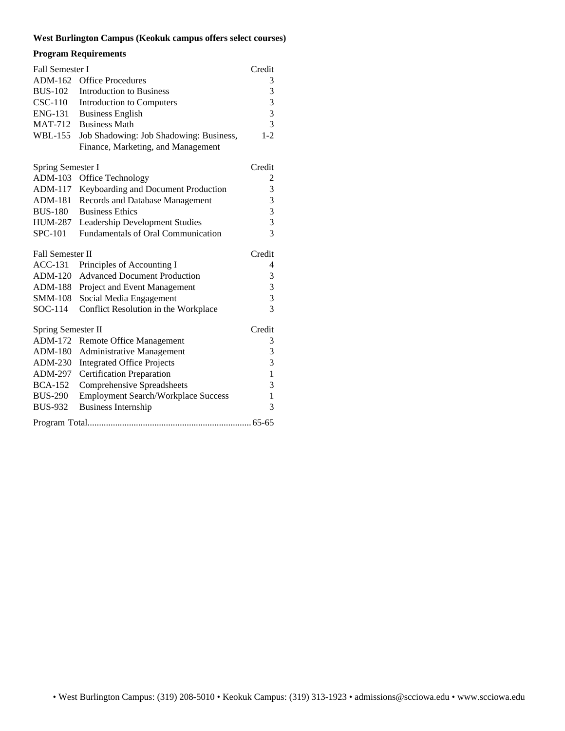**West Burlington Campus (Keokuk campus offers select courses)**

**Program Requirements**

| Fall Semester I | | Credit |
|---|---|---|
| ADM-162 | Office Procedures | 3 |
| BUS-102 | Introduction to Business | 3 |
| CSC-110 | Introduction to Computers | 3 |
| ENG-131 | Business English | 3 |
| MAT-712 | Business Math | 3 |
| WBL-155 | Job Shadowing: Job Shadowing: Business, Finance, Marketing, and Management | 1-2 |

| Spring Semester I | | Credit |
|---|---|---|
| ADM-103 | Office Technology | 2 |
| ADM-117 | Keyboarding and Document Production | 3 |
| ADM-181 | Records and Database Management | 3 |
| BUS-180 | Business Ethics | 3 |
| HUM-287 | Leadership Development Studies | 3 |
| SPC-101 | Fundamentals of Oral Communication | 3 |

| Fall Semester II | | Credit |
|---|---|---|
| ACC-131 | Principles of Accounting I | 4 |
| ADM-120 | Advanced Document Production | 3 |
| ADM-188 | Project and Event Management | 3 |
| SMM-108 | Social Media Engagement | 3 |
| SOC-114 | Conflict Resolution in the Workplace | 3 |

| Spring Semester II | | Credit |
|---|---|---|
| ADM-172 | Remote Office Management | 3 |
| ADM-180 | Administrative Management | 3 |
| ADM-230 | Integrated Office Projects | 3 |
| ADM-297 | Certification Preparation | 1 |
| BCA-152 | Comprehensive Spreadsheets | 3 |
| BUS-290 | Employment Search/Workplace Success | 1 |
| BUS-932 | Business Internship | 3 |

Program Total....................................................................... 65-65

• West Burlington Campus: (319) 208-5010 • Keokuk Campus: (319) 313-1923 • admissions@scciowa.edu • www.scciowa.edu